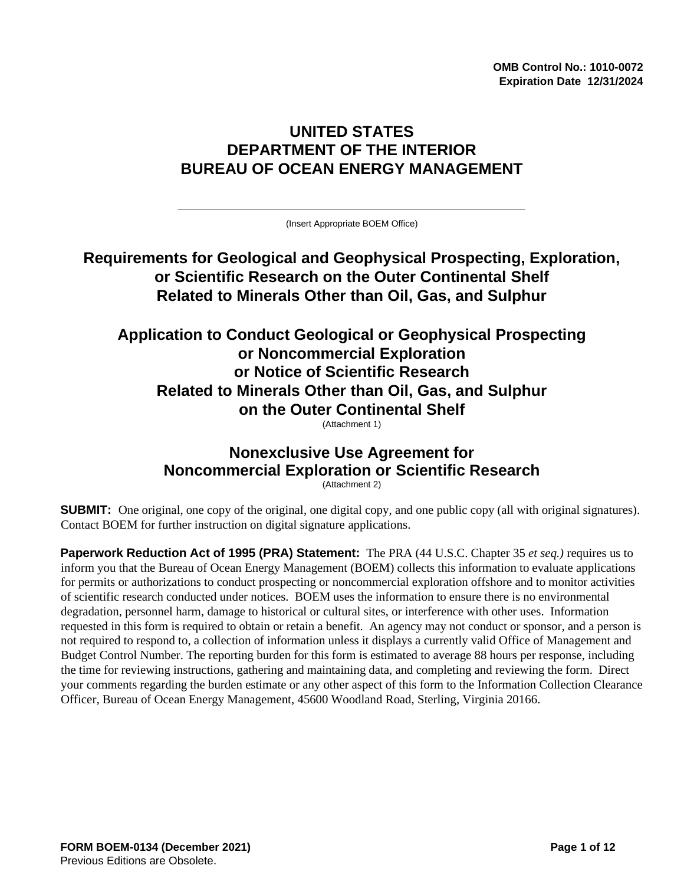**OMB Control No.: 1010-0072**
**Expiration Date 12/31/2024**

# UNITED STATES
# DEPARTMENT OF THE INTERIOR
# BUREAU OF OCEAN ENERGY MANAGEMENT

\_\_\_\_\_\_\_\_\_\_\_\_\_\_\_\_\_\_\_\_\_\_\_\_\_\_\_\_\_\_\_\_\_\_\_\_\_\_\_\_\_\_\_\_\_\_\_\_\_\_\_\_\_\_

(Insert Appropriate BOEM Office)

## Requirements for Geological and Geophysical Prospecting, Exploration, or Scientific Research on the Outer Continental Shelf Related to Minerals Other than Oil, Gas, and Sulphur

## Application to Conduct Geological or Geophysical Prospecting or Noncommercial Exploration or Notice of Scientific Research Related to Minerals Other than Oil, Gas, and Sulphur on the Outer Continental Shelf

(Attachment 1)

## Nonexclusive Use Agreement for Noncommercial Exploration or Scientific Research

(Attachment 2)

**SUBMIT:** One original, one copy of the original, one digital copy, and one public copy (all with original signatures). Contact BOEM for further instruction on digital signature applications.

**Paperwork Reduction Act of 1995 (PRA) Statement:** The PRA (44 U.S.C. Chapter 35 *et seq.)* requires us to inform you that the Bureau of Ocean Energy Management (BOEM) collects this information to evaluate applications for permits or authorizations to conduct prospecting or noncommercial exploration offshore and to monitor activities of scientific research conducted under notices. BOEM uses the information to ensure there is no environmental degradation, personnel harm, damage to historical or cultural sites, or interference with other uses. Information requested in this form is required to obtain or retain a benefit. An agency may not conduct or sponsor, and a person is not required to respond to, a collection of information unless it displays a currently valid Office of Management and Budget Control Number. The reporting burden for this form is estimated to average 88 hours per response, including the time for reviewing instructions, gathering and maintaining data, and completing and reviewing the form. Direct your comments regarding the burden estimate or any other aspect of this form to the Information Collection Clearance Officer, Bureau of Ocean Energy Management, 45600 Woodland Road, Sterling, Virginia 20166.

**FORM BOEM-0134 (December 2021)**
Previous Editions are Obsolete.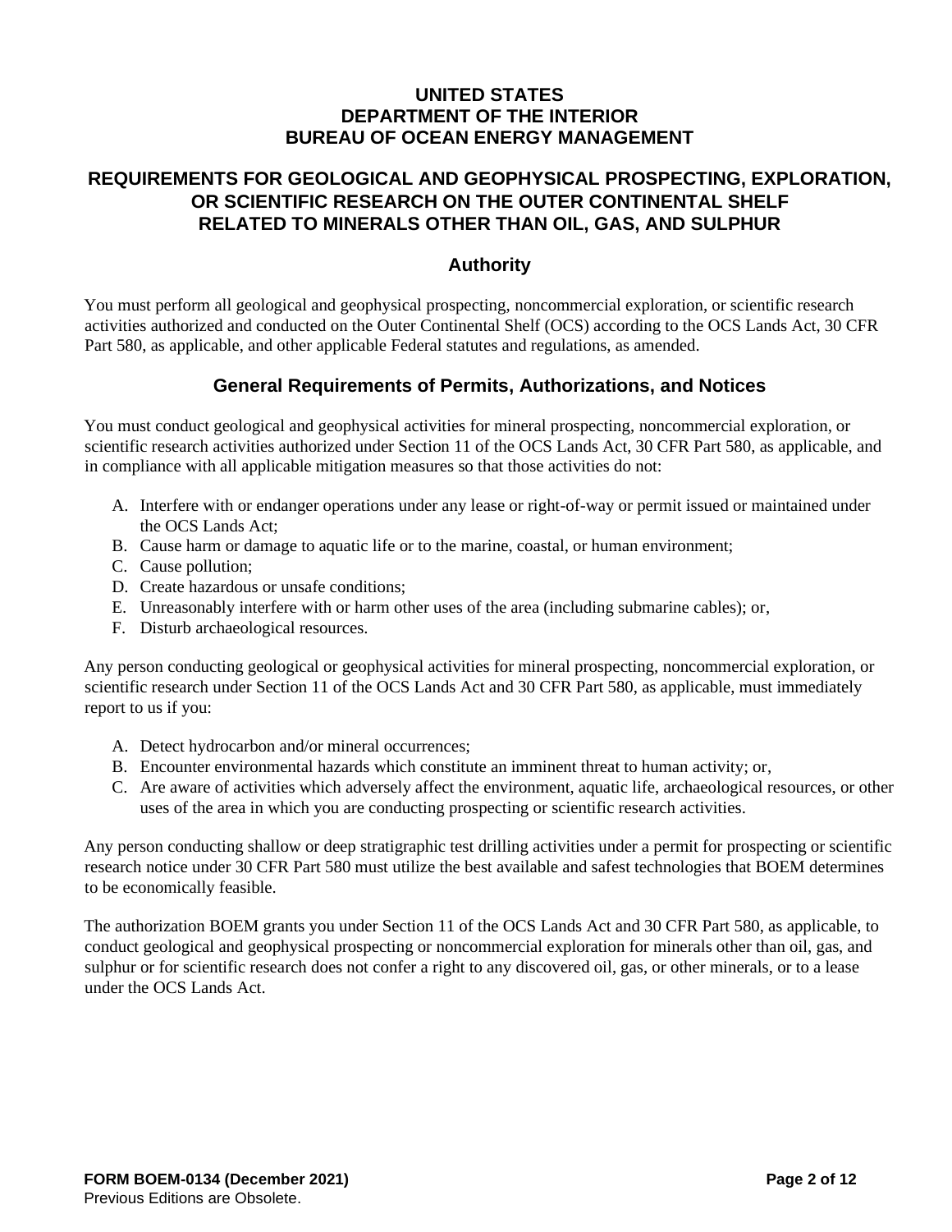# UNITED STATES
# DEPARTMENT OF THE INTERIOR
# BUREAU OF OCEAN ENERGY MANAGEMENT

## REQUIREMENTS FOR GEOLOGICAL AND GEOPHYSICAL PROSPECTING, EXPLORATION, OR SCIENTIFIC RESEARCH ON THE OUTER CONTINENTAL SHELF RELATED TO MINERALS OTHER THAN OIL, GAS, AND SULPHUR

### Authority

You must perform all geological and geophysical prospecting, noncommercial exploration, or scientific research activities authorized and conducted on the Outer Continental Shelf (OCS) according to the OCS Lands Act, 30 CFR Part 580, as applicable, and other applicable Federal statutes and regulations, as amended.

### General Requirements of Permits, Authorizations, and Notices

You must conduct geological and geophysical activities for mineral prospecting, noncommercial exploration, or scientific research activities authorized under Section 11 of the OCS Lands Act, 30 CFR Part 580, as applicable, and in compliance with all applicable mitigation measures so that those activities do not:

A. Interfere with or endanger operations under any lease or right-of-way or permit issued or maintained under the OCS Lands Act;
B. Cause harm or damage to aquatic life or to the marine, coastal, or human environment;
C. Cause pollution;
D. Create hazardous or unsafe conditions;
E. Unreasonably interfere with or harm other uses of the area (including submarine cables); or,
F. Disturb archaeological resources.

Any person conducting geological or geophysical activities for mineral prospecting, noncommercial exploration, or scientific research under Section 11 of the OCS Lands Act and 30 CFR Part 580, as applicable, must immediately report to us if you:

A. Detect hydrocarbon and/or mineral occurrences;
B. Encounter environmental hazards which constitute an imminent threat to human activity; or,
C. Are aware of activities which adversely affect the environment, aquatic life, archaeological resources, or other uses of the area in which you are conducting prospecting or scientific research activities.

Any person conducting shallow or deep stratigraphic test drilling activities under a permit for prospecting or scientific research notice under 30 CFR Part 580 must utilize the best available and safest technologies that BOEM determines to be economically feasible.

The authorization BOEM grants you under Section 11 of the OCS Lands Act and 30 CFR Part 580, as applicable, to conduct geological and geophysical prospecting or noncommercial exploration for minerals other than oil, gas, and sulphur or for scientific research does not confer a right to any discovered oil, gas, or other minerals, or to a lease under the OCS Lands Act.

**FORM BOEM-0134 (December 2021)**
Previous Editions are Obsolete.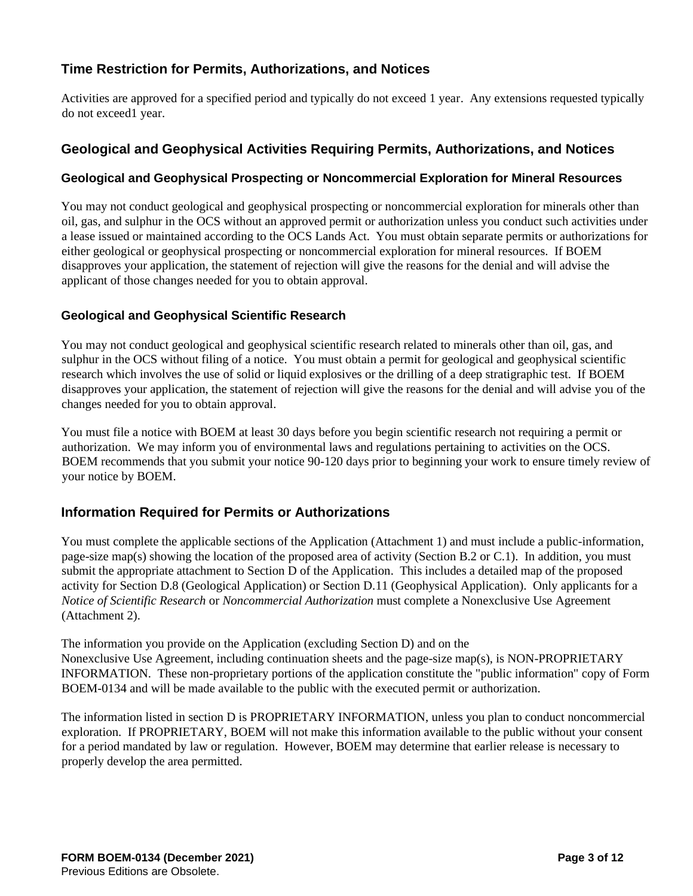## Time Restriction for Permits, Authorizations, and Notices

Activities are approved for a specified period and typically do not exceed 1 year. Any extensions requested typically do not exceed1 year.

## Geological and Geophysical Activities Requiring Permits, Authorizations, and Notices

### Geological and Geophysical Prospecting or Noncommercial Exploration for Mineral Resources

You may not conduct geological and geophysical prospecting or noncommercial exploration for minerals other than oil, gas, and sulphur in the OCS without an approved permit or authorization unless you conduct such activities under a lease issued or maintained according to the OCS Lands Act. You must obtain separate permits or authorizations for either geological or geophysical prospecting or noncommercial exploration for mineral resources. If BOEM disapproves your application, the statement of rejection will give the reasons for the denial and will advise the applicant of those changes needed for you to obtain approval.

### Geological and Geophysical Scientific Research

You may not conduct geological and geophysical scientific research related to minerals other than oil, gas, and sulphur in the OCS without filing of a notice. You must obtain a permit for geological and geophysical scientific research which involves the use of solid or liquid explosives or the drilling of a deep stratigraphic test. If BOEM disapproves your application, the statement of rejection will give the reasons for the denial and will advise you of the changes needed for you to obtain approval.

You must file a notice with BOEM at least 30 days before you begin scientific research not requiring a permit or authorization. We may inform you of environmental laws and regulations pertaining to activities on the OCS. BOEM recommends that you submit your notice 90-120 days prior to beginning your work to ensure timely review of your notice by BOEM.

## Information Required for Permits or Authorizations

You must complete the applicable sections of the Application (Attachment 1) and must include a public-information, page-size map(s) showing the location of the proposed area of activity (Section B.2 or C.1). In addition, you must submit the appropriate attachment to Section D of the Application. This includes a detailed map of the proposed activity for Section D.8 (Geological Application) or Section D.11 (Geophysical Application). Only applicants for a *Notice of Scientific Research* or *Noncommercial Authorization* must complete a Nonexclusive Use Agreement (Attachment 2).

The information you provide on the Application (excluding Section D) and on the Nonexclusive Use Agreement, including continuation sheets and the page-size map(s), is NON-PROPRIETARY INFORMATION. These non-proprietary portions of the application constitute the "public information" copy of Form BOEM-0134 and will be made available to the public with the executed permit or authorization.

The information listed in section D is PROPRIETARY INFORMATION, unless you plan to conduct noncommercial exploration. If PROPRIETARY, BOEM will not make this information available to the public without your consent for a period mandated by law or regulation. However, BOEM may determine that earlier release is necessary to properly develop the area permitted.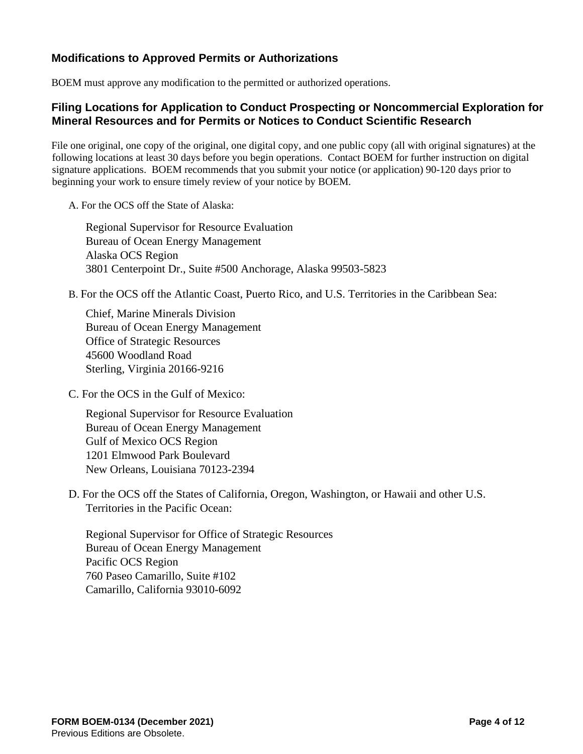## Modifications to Approved Permits or Authorizations

BOEM must approve any modification to the permitted or authorized operations.

## Filing Locations for Application to Conduct Prospecting or Noncommercial Exploration for Mineral Resources and for Permits or Notices to Conduct Scientific Research

File one original, one copy of the original, one digital copy, and one public copy (all with original signatures) at the following locations at least 30 days before you begin operations. Contact BOEM for further instruction on digital signature applications. BOEM recommends that you submit your notice (or application) 90-120 days prior to beginning your work to ensure timely review of your notice by BOEM.

A. For the OCS off the State of Alaska:

Regional Supervisor for Resource Evaluation
Bureau of Ocean Energy Management
Alaska OCS Region
3801 Centerpoint Dr., Suite #500 Anchorage, Alaska 99503-5823

B. For the OCS off the Atlantic Coast, Puerto Rico, and U.S. Territories in the Caribbean Sea:

Chief, Marine Minerals Division
Bureau of Ocean Energy Management
Office of Strategic Resources
45600 Woodland Road
Sterling, Virginia 20166-9216

C. For the OCS in the Gulf of Mexico:

Regional Supervisor for Resource Evaluation
Bureau of Ocean Energy Management
Gulf of Mexico OCS Region
1201 Elmwood Park Boulevard
New Orleans, Louisiana 70123-2394

D. For the OCS off the States of California, Oregon, Washington, or Hawaii and other U.S. Territories in the Pacific Ocean:

Regional Supervisor for Office of Strategic Resources
Bureau of Ocean Energy Management
Pacific OCS Region
760 Paseo Camarillo, Suite #102
Camarillo, California 93010-6092

**FORM BOEM-0134 (December 2021)**
Previous Editions are Obsolete.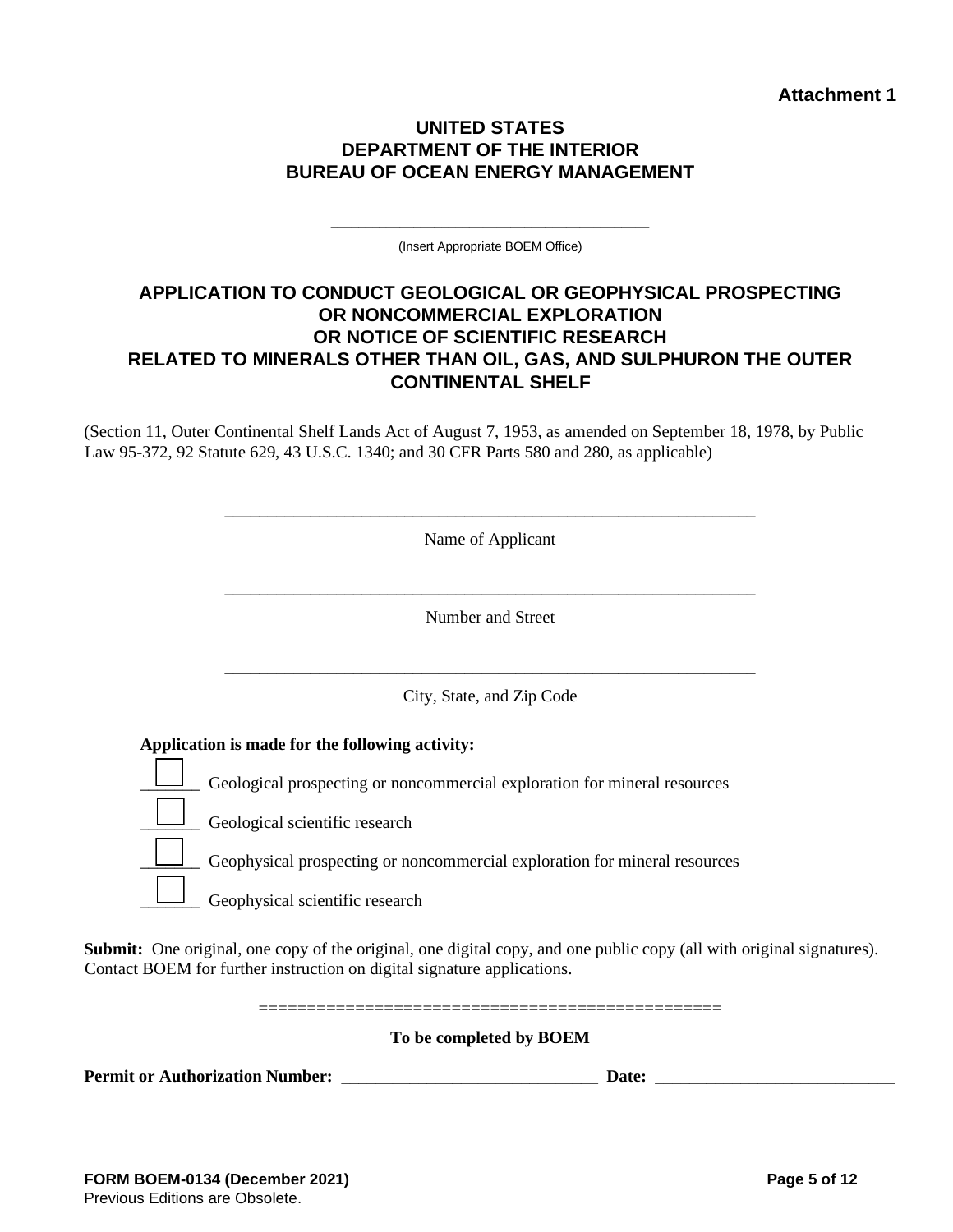**Attachment 1**

**UNITED STATES**
**DEPARTMENT OF THE INTERIOR**
**BUREAU OF OCEAN ENERGY MANAGEMENT**

\_\_\_\_\_\_\_\_\_\_\_\_\_\_\_\_\_\_\_\_\_\_\_\_\_\_\_\_\_\_\_\_\_\_\_\_\_\_\_\_

(Insert Appropriate BOEM Office)

## APPLICATION TO CONDUCT GEOLOGICAL OR GEOPHYSICAL PROSPECTING OR NONCOMMERCIAL EXPLORATION OR NOTICE OF SCIENTIFIC RESEARCH RELATED TO MINERALS OTHER THAN OIL, GAS, AND SULPHURON THE OUTER CONTINENTAL SHELF

(Section 11, Outer Continental Shelf Lands Act of August 7, 1953, as amended on September 18, 1978, by Public Law 95-372, 92 Statute 629, 43 U.S.C. 1340; and 30 CFR Parts 580 and 280, as applicable)

\_\_\_\_\_\_\_\_\_\_\_\_\_\_\_\_\_\_\_\_\_\_\_\_\_\_\_\_\_\_\_\_\_\_\_\_\_\_\_\_\_\_\_\_\_\_\_\_\_\_\_\_\_\_\_\_\_\_\_\_

Name of Applicant

\_\_\_\_\_\_\_\_\_\_\_\_\_\_\_\_\_\_\_\_\_\_\_\_\_\_\_\_\_\_\_\_\_\_\_\_\_\_\_\_\_\_\_\_\_\_\_\_\_\_\_\_\_\_\_\_\_\_\_\_

Number and Street

\_\_\_\_\_\_\_\_\_\_\_\_\_\_\_\_\_\_\_\_\_\_\_\_\_\_\_\_\_\_\_\_\_\_\_\_\_\_\_\_\_\_\_\_\_\_\_\_\_\_\_\_\_\_\_\_\_\_\_\_

City, State, and Zip Code

**Application is made for the following activity:**

- ☐ Geological prospecting or noncommercial exploration for mineral resources
- ☐ Geological scientific research
- ☐ Geophysical prospecting or noncommercial exploration for mineral resources
- ☐ Geophysical scientific research

**Submit:** One original, one copy of the original, one digital copy, and one public copy (all with original signatures). Contact BOEM for further instruction on digital signature applications.

================================================

**To be completed by BOEM**

**Permit or Authorization Number:** \_\_\_\_\_\_\_\_\_\_\_\_\_\_\_\_\_\_\_\_\_\_\_\_\_\_\_\_\_\_ **Date:** \_\_\_\_\_\_\_\_\_\_\_\_\_\_\_\_\_\_\_\_\_\_\_\_\_\_\_\_

**FORM BOEM-0134 (December 2021)**
Previous Editions are Obsolete.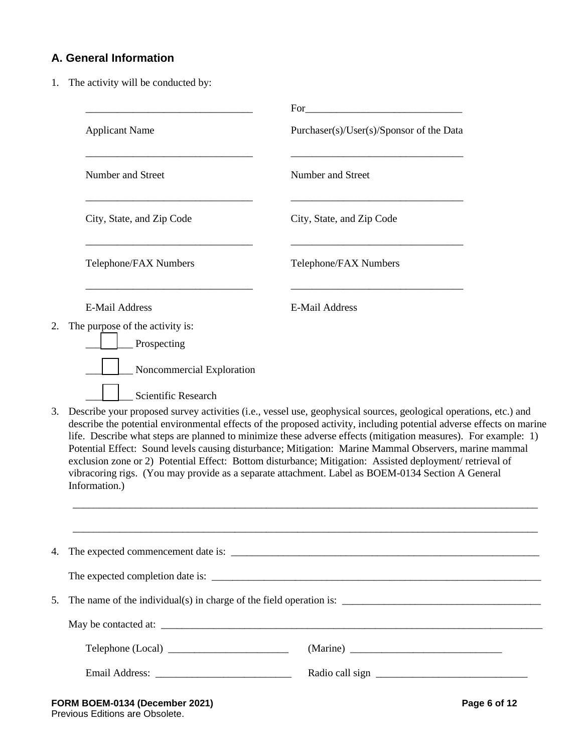## A. General Information

1. The activity will be conducted by:

| | |
|---|---|
| ________________________________ | For______________________________ |
| Applicant Name | Purchaser(s)/User(s)/Sponsor of the Data |
| ________________________________ | _________________________________ |
| Number and Street | Number and Street |
| ________________________________ | _________________________________ |
| City, State, and Zip Code | City, State, and Zip Code |
| ________________________________ | _________________________________ |
| Telephone/FAX Numbers | Telephone/FAX Numbers |
| ________________________________ | _________________________________ |
| E-Mail Address | E-Mail Address |

2. The purpose of the activity is:

   ☐ Prospecting

   ☐ Noncommercial Exploration

   ☐ Scientific Research

3. Describe your proposed survey activities (i.e., vessel use, geophysical sources, geological operations, etc.) and describe the potential environmental effects of the proposed activity, including potential adverse effects on marine life. Describe what steps are planned to minimize these adverse effects (mitigation measures). For example: 1) Potential Effect: Sound levels causing disturbance; Mitigation: Marine Mammal Observers, marine mammal exclusion zone or 2) Potential Effect: Bottom disturbance; Mitigation: Assisted deployment/ retrieval of vibracoring rigs. (You may provide as a separate attachment. Label as BOEM-0134 Section A General Information.)

   ___________________________________________________________________________________________

   ___________________________________________________________________________________________

4. The expected commencement date is: _______________________________________________________________

   The expected completion date is: __________________________________________________________________

5. The name of the individual(s) in charge of the field operation is: _______________________________________

   May be contacted at: ___________________________________________________________________________

   Telephone (Local) _______________________ (Marine) _____________________________

   Email Address: __________________________ Radio call sign _____________________________

**FORM BOEM-0134 (December 2021)**
Previous Editions are Obsolete.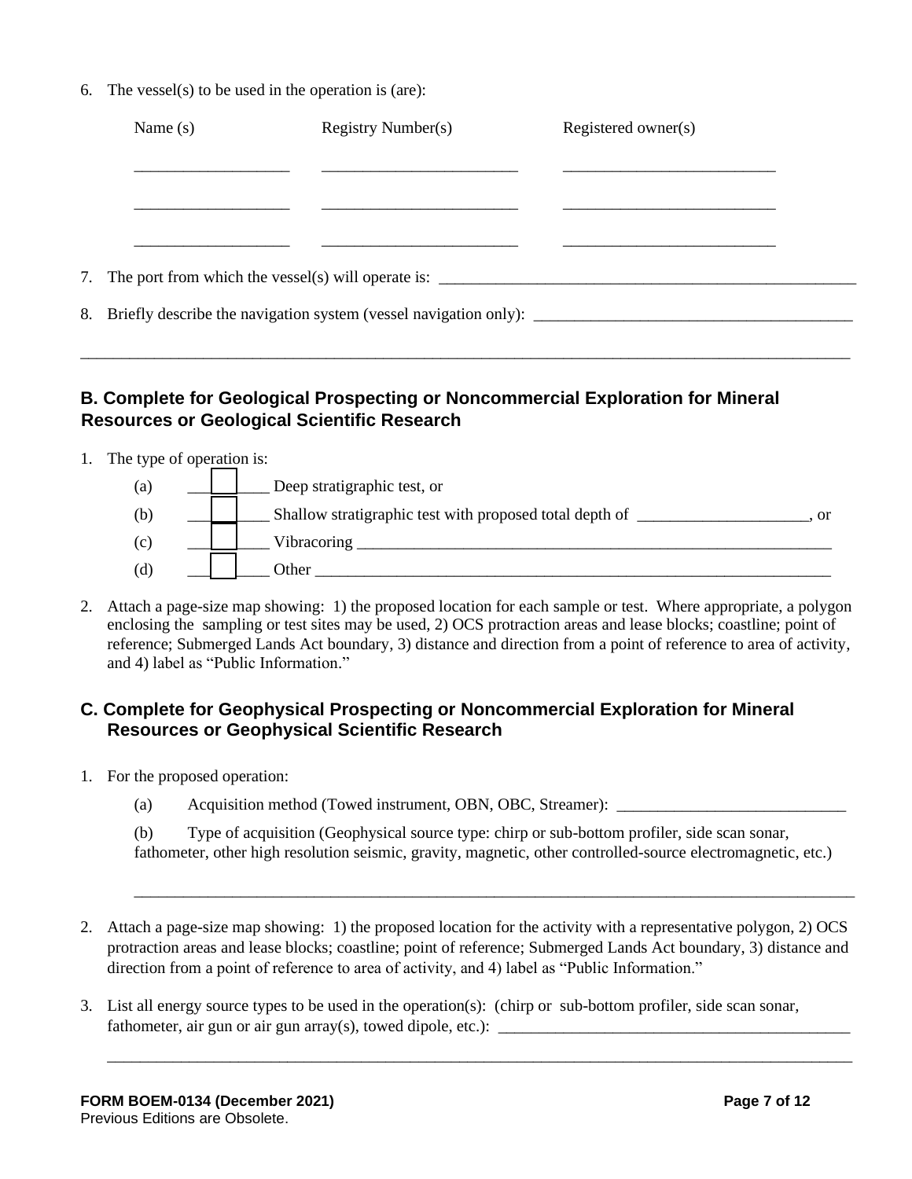6. The vessel(s) to be used in the operation is (are):

| Name (s) | Registry Number(s) | Registered owner(s) |
|---|---|---|
| ___________________ | ________________________ | __________________________ |
| ___________________ | ________________________ | __________________________ |
| ___________________ | ________________________ | __________________________ |

7. The port from which the vessel(s) will operate is: ____________________________________________________

8. Briefly describe the navigation system (vessel navigation only): _______________________________________

_______________________________________________________________________________________________

## B. Complete for Geological Prospecting or Noncommercial Exploration for Mineral Resources or Geological Scientific Research

1. The type of operation is:
   - (a) ☐ Deep stratigraphic test, or
   - (b) ☐ Shallow stratigraphic test with proposed total depth of _____________________, or
   - (c) ☐ Vibracoring ____________________________________________________________
   - (d) ☐ Other ________________________________________________________________

2. Attach a page-size map showing: 1) the proposed location for each sample or test. Where appropriate, a polygon enclosing the sampling or test sites may be used, 2) OCS protraction areas and lease blocks; coastline; point of reference; Submerged Lands Act boundary, 3) distance and direction from a point of reference to area of activity, and 4) label as "Public Information."

## C. Complete for Geophysical Prospecting or Noncommercial Exploration for Mineral Resources or Geophysical Scientific Research

1. For the proposed operation:
   - (a) Acquisition method (Towed instrument, OBN, OBC, Streamer): ____________________________
   - (b) Type of acquisition (Geophysical source type: chirp or sub-bottom profiler, side scan sonar, fathometer, other high resolution seismic, gravity, magnetic, other controlled-source electromagnetic, etc.)

   _______________________________________________________________________________________

2. Attach a page-size map showing: 1) the proposed location for the activity with a representative polygon, 2) OCS protraction areas and lease blocks; coastline; point of reference; Submerged Lands Act boundary, 3) distance and direction from a point of reference to area of activity, and 4) label as "Public Information."

3. List all energy source types to be used in the operation(s): (chirp or sub-bottom profiler, side scan sonar, fathometer, air gun or air gun array(s), towed dipole, etc.): ____________________________________________

   _______________________________________________________________________________________

**FORM BOEM-0134 (December 2021)**
Previous Editions are Obsolete.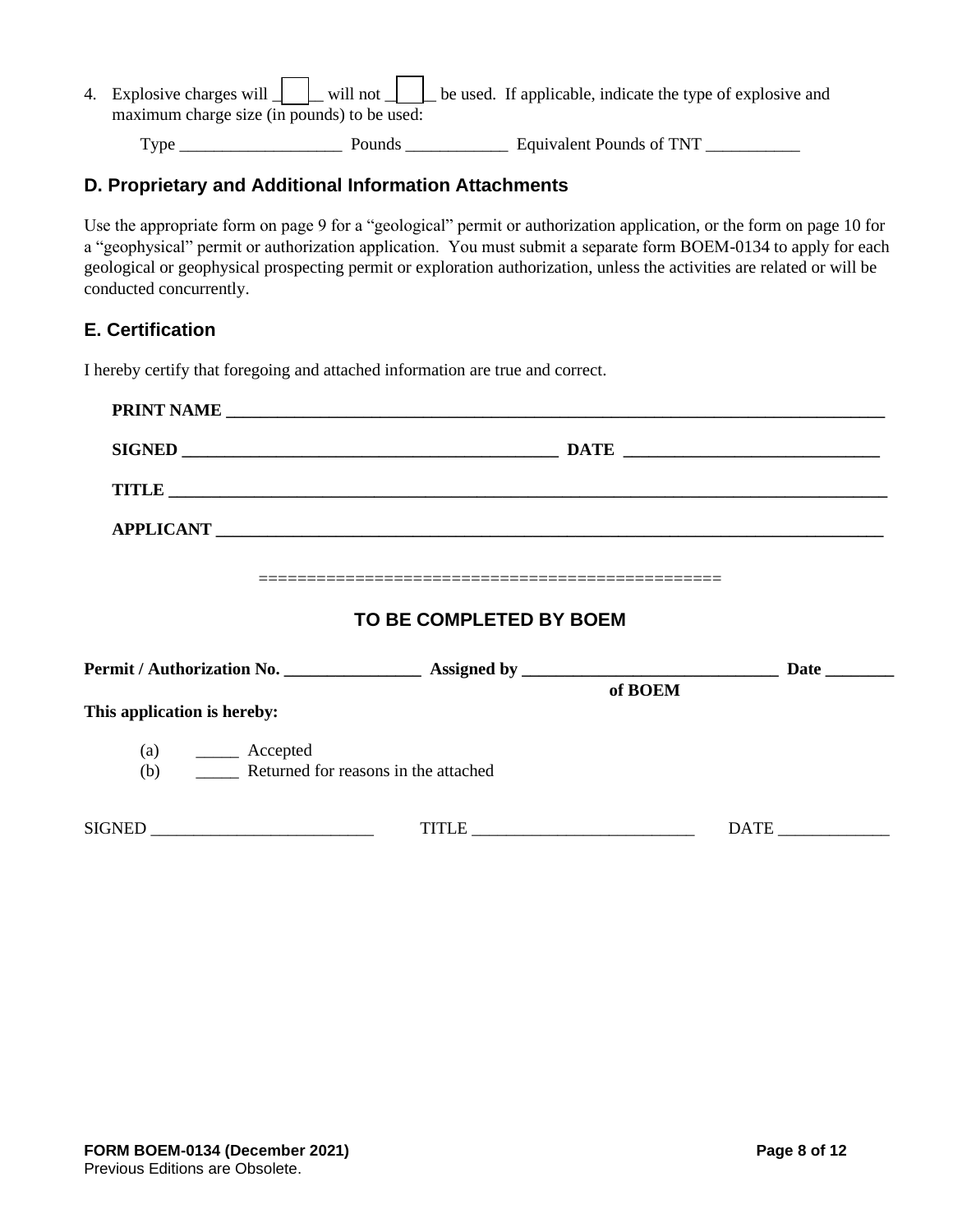4. Explosive charges will \_\_\_\_\_ will not \_\_\_\_\_ be used. If applicable, indicate the type of explosive and maximum charge size (in pounds) to be used:

   Type \_\_\_\_\_\_\_\_\_\_\_\_\_\_\_\_\_\_\_ Pounds \_\_\_\_\_\_\_\_\_\_\_\_ Equivalent Pounds of TNT \_\_\_\_\_\_\_\_\_\_\_

## D. Proprietary and Additional Information Attachments

Use the appropriate form on page 9 for a "geological" permit or authorization application, or the form on page 10 for a "geophysical" permit or authorization application. You must submit a separate form BOEM-0134 to apply for each geological or geophysical prospecting permit or exploration authorization, unless the activities are related or will be conducted concurrently.

## E. Certification

I hereby certify that foregoing and attached information are true and correct.

**PRINT NAME** \_\_\_\_\_\_\_\_\_\_\_\_\_\_\_\_\_\_\_\_\_\_\_\_\_\_\_\_\_\_\_\_\_\_\_\_\_\_\_\_\_\_\_\_\_\_\_\_\_\_\_\_\_\_\_\_\_\_\_\_\_\_\_\_\_\_\_\_\_\_\_\_

**SIGNED** \_\_\_\_\_\_\_\_\_\_\_\_\_\_\_\_\_\_\_\_\_\_\_\_\_\_\_\_\_\_\_\_\_\_\_\_\_\_\_\_\_ **DATE** \_\_\_\_\_\_\_\_\_\_\_\_\_\_\_\_\_\_\_\_\_\_\_\_\_\_\_\_

**TITLE** \_\_\_\_\_\_\_\_\_\_\_\_\_\_\_\_\_\_\_\_\_\_\_\_\_\_\_\_\_\_\_\_\_\_\_\_\_\_\_\_\_\_\_\_\_\_\_\_\_\_\_\_\_\_\_\_\_\_\_\_\_\_\_\_\_\_\_\_\_\_\_\_\_\_\_\_\_

**APPLICANT** \_\_\_\_\_\_\_\_\_\_\_\_\_\_\_\_\_\_\_\_\_\_\_\_\_\_\_\_\_\_\_\_\_\_\_\_\_\_\_\_\_\_\_\_\_\_\_\_\_\_\_\_\_\_\_\_\_\_\_\_\_\_\_\_\_\_\_\_\_\_\_

================================================

## TO BE COMPLETED BY BOEM

**Permit / Authorization No.** \_\_\_\_\_\_\_\_\_\_\_\_\_\_\_\_ **Assigned by** \_\_\_\_\_\_\_\_\_\_\_\_\_\_\_\_\_\_\_\_\_\_\_\_\_\_\_\_\_\_ **of BOEM** **Date** \_\_\_\_\_\_\_\_

**This application is hereby:**

(a) \_\_\_\_\_ Accepted
(b) \_\_\_\_\_ Returned for reasons in the attached

SIGNED \_\_\_\_\_\_\_\_\_\_\_\_\_\_\_\_\_\_\_\_\_\_\_\_\_\_ TITLE \_\_\_\_\_\_\_\_\_\_\_\_\_\_\_\_\_\_\_\_\_\_\_\_\_\_ DATE \_\_\_\_\_\_\_\_\_\_\_\_\_

**FORM BOEM-0134 (December 2021)**
Previous Editions are Obsolete.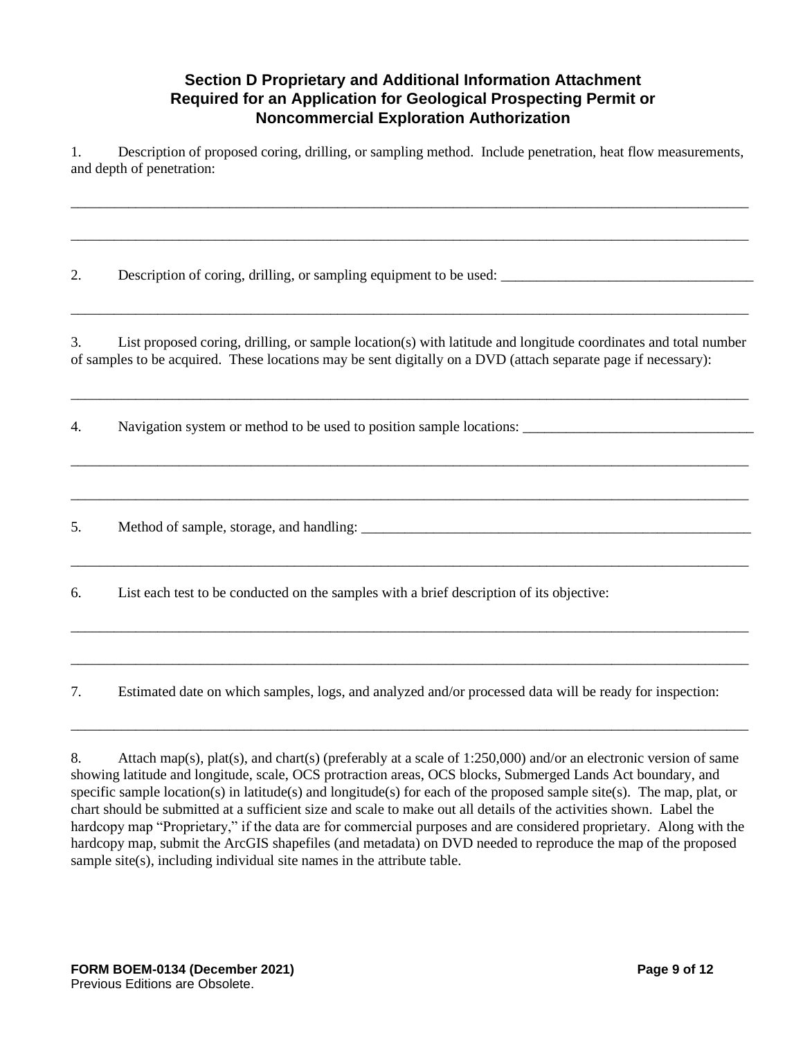## Section D Proprietary and Additional Information Attachment Required for an Application for Geological Prospecting Permit or Noncommercial Exploration Authorization

1. Description of proposed coring, drilling, or sampling method. Include penetration, heat flow measurements, and depth of penetration:

_____________________________________________________________________________________________

_____________________________________________________________________________________________

2. Description of coring, drilling, or sampling equipment to be used: ___________________________________

_____________________________________________________________________________________________

3. List proposed coring, drilling, or sample location(s) with latitude and longitude coordinates and total number of samples to be acquired. These locations may be sent digitally on a DVD (attach separate page if necessary):

_____________________________________________________________________________________________

4. Navigation system or method to be used to position sample locations: ________________________________

_____________________________________________________________________________________________

_____________________________________________________________________________________________

5. Method of sample, storage, and handling: _________________________________________________________

_____________________________________________________________________________________________

6. List each test to be conducted on the samples with a brief description of its objective:

_____________________________________________________________________________________________

_____________________________________________________________________________________________

7. Estimated date on which samples, logs, and analyzed and/or processed data will be ready for inspection:

_____________________________________________________________________________________________

8. Attach map(s), plat(s), and chart(s) (preferably at a scale of 1:250,000) and/or an electronic version of same showing latitude and longitude, scale, OCS protraction areas, OCS blocks, Submerged Lands Act boundary, and specific sample location(s) in latitude(s) and longitude(s) for each of the proposed sample site(s). The map, plat, or chart should be submitted at a sufficient size and scale to make out all details of the activities shown. Label the hardcopy map "Proprietary," if the data are for commercial purposes and are considered proprietary. Along with the hardcopy map, submit the ArcGIS shapefiles (and metadata) on DVD needed to reproduce the map of the proposed sample site(s), including individual site names in the attribute table.

**FORM BOEM-0134 (December 2021)**
Previous Editions are Obsolete.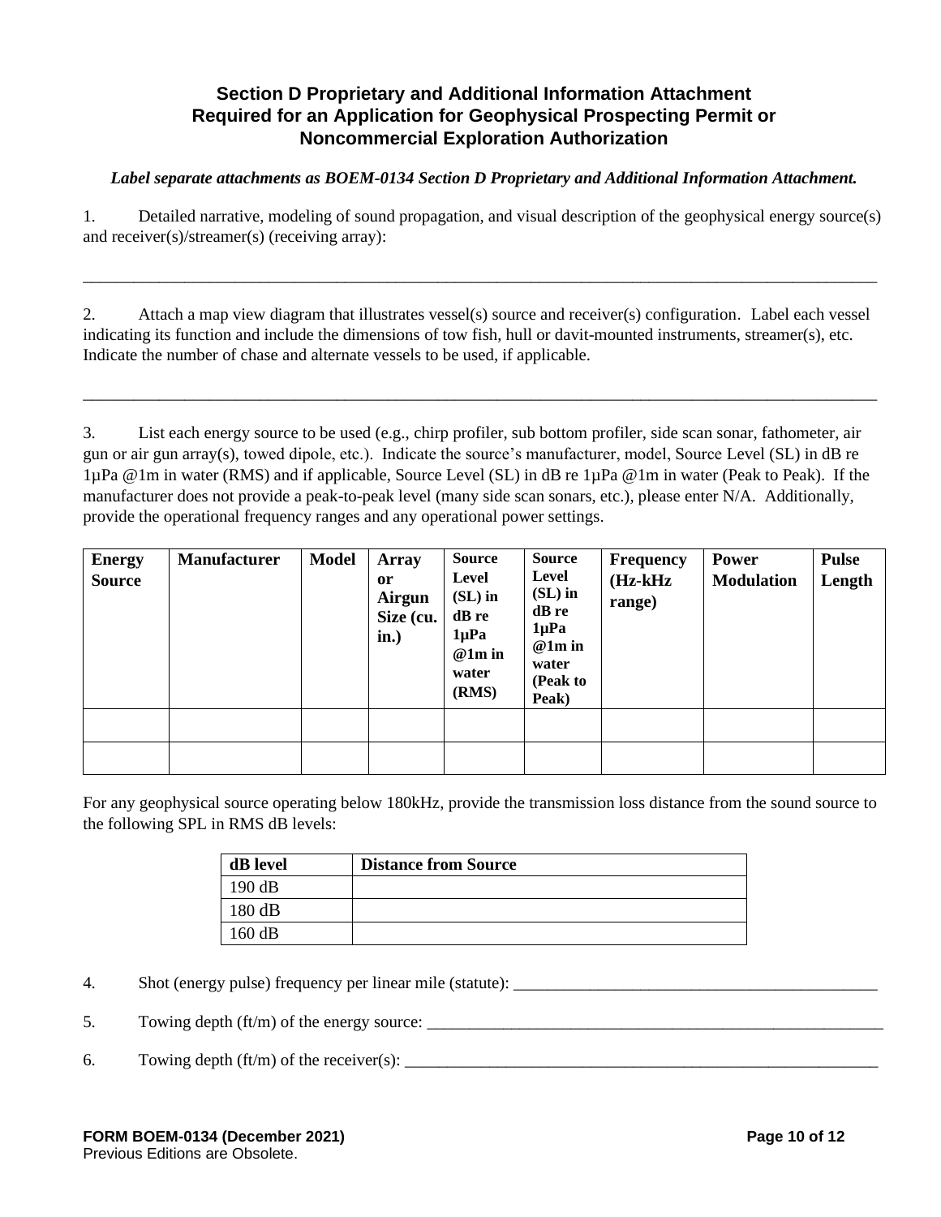## Section D Proprietary and Additional Information Attachment Required for an Application for Geophysical Prospecting Permit or Noncommercial Exploration Authorization

***Label separate attachments as BOEM-0134 Section D Proprietary and Additional Information Attachment.***

1. Detailed narrative, modeling of sound propagation, and visual description of the geophysical energy source(s) and receiver(s)/streamer(s) (receiving array):

_______________________________________________________________________________________________

2. Attach a map view diagram that illustrates vessel(s) source and receiver(s) configuration. Label each vessel indicating its function and include the dimensions of tow fish, hull or davit-mounted instruments, streamer(s), etc. Indicate the number of chase and alternate vessels to be used, if applicable.

_______________________________________________________________________________________________

3. List each energy source to be used (e.g., chirp profiler, sub bottom profiler, side scan sonar, fathometer, air gun or air gun array(s), towed dipole, etc.). Indicate the source's manufacturer, model, Source Level (SL) in dB re 1µPa @1m in water (RMS) and if applicable, Source Level (SL) in dB re 1µPa @1m in water (Peak to Peak). If the manufacturer does not provide a peak-to-peak level (many side scan sonars, etc.), please enter N/A. Additionally, provide the operational frequency ranges and any operational power settings.

| Energy Source | Manufacturer | Model | Array or Airgun Size (cu. in.) | Source Level (SL) in dB re 1µPa @1m in water (RMS) | Source Level (SL) in dB re 1µPa @1m in water (Peak to Peak) | Frequency (Hz-kHz range) | Power Modulation | Pulse Length |
|---|---|---|---|---|---|---|---|---|
| | | | | | | | | |
| | | | | | | | | |

For any geophysical source operating below 180kHz, provide the transmission loss distance from the sound source to the following SPL in RMS dB levels:

| dB level | Distance from Source |
|---|---|
| 190 dB | |
| 180 dB | |
| 160 dB | |

4. Shot (energy pulse) frequency per linear mile (statute): _______________________________________________

5. Towing depth (ft/m) of the energy source: _________________________________________________________

6. Towing depth (ft/m) of the receiver(s): ___________________________________________________________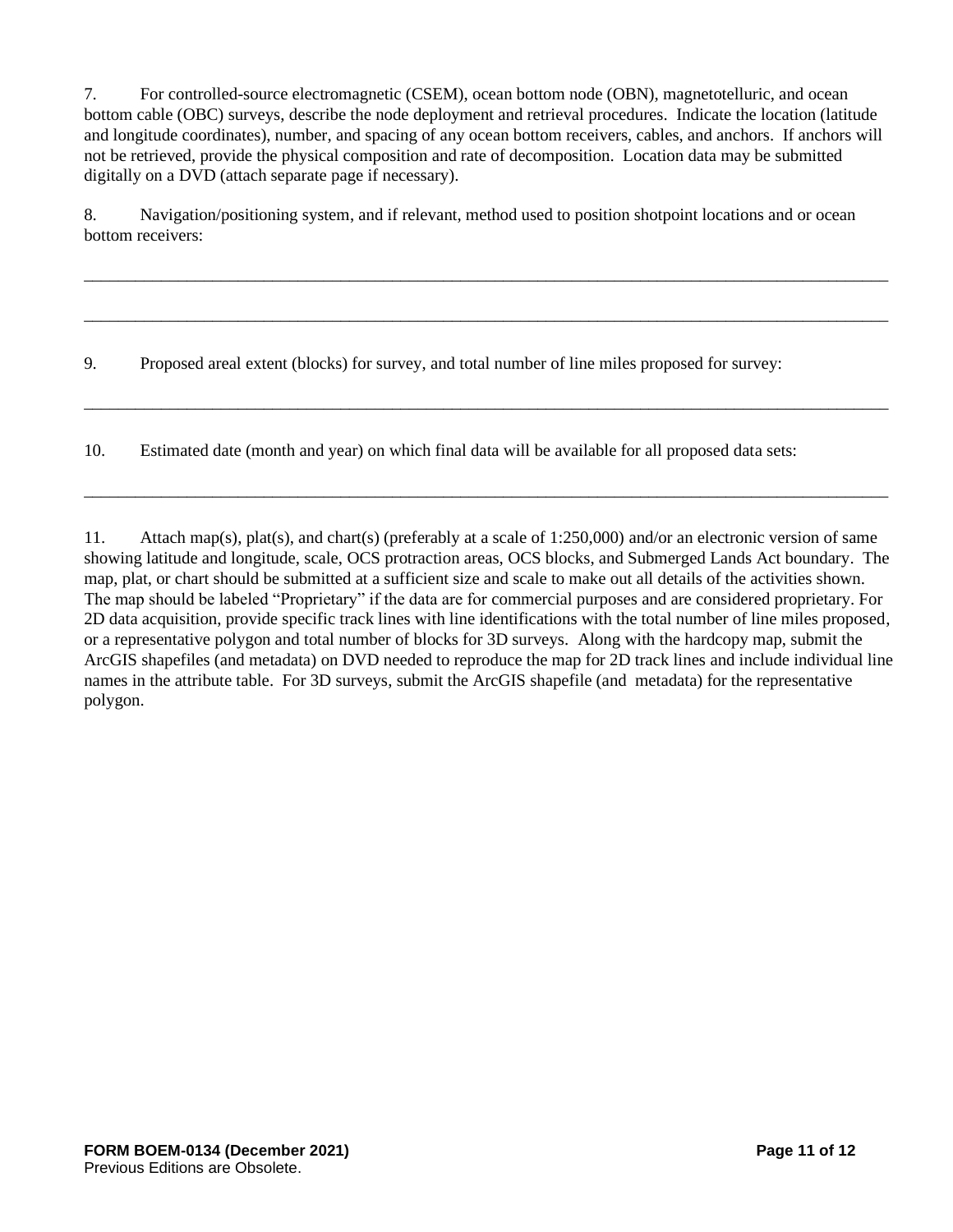7. For controlled-source electromagnetic (CSEM), ocean bottom node (OBN), magnetotelluric, and ocean bottom cable (OBC) surveys, describe the node deployment and retrieval procedures. Indicate the location (latitude and longitude coordinates), number, and spacing of any ocean bottom receivers, cables, and anchors. If anchors will not be retrieved, provide the physical composition and rate of decomposition. Location data may be submitted digitally on a DVD (attach separate page if necessary).

8. Navigation/positioning system, and if relevant, method used to position shotpoint locations and or ocean bottom receivers:

____________________________________________________________________________________________

____________________________________________________________________________________________

9. Proposed areal extent (blocks) for survey, and total number of line miles proposed for survey:

____________________________________________________________________________________________

10. Estimated date (month and year) on which final data will be available for all proposed data sets:

____________________________________________________________________________________________

11. Attach map(s), plat(s), and chart(s) (preferably at a scale of 1:250,000) and/or an electronic version of same showing latitude and longitude, scale, OCS protraction areas, OCS blocks, and Submerged Lands Act boundary. The map, plat, or chart should be submitted at a sufficient size and scale to make out all details of the activities shown. The map should be labeled "Proprietary" if the data are for commercial purposes and are considered proprietary. For 2D data acquisition, provide specific track lines with line identifications with the total number of line miles proposed, or a representative polygon and total number of blocks for 3D surveys. Along with the hardcopy map, submit the ArcGIS shapefiles (and metadata) on DVD needed to reproduce the map for 2D track lines and include individual line names in the attribute table. For 3D surveys, submit the ArcGIS shapefile (and metadata) for the representative polygon.

**FORM BOEM-0134 (December 2021)**
Previous Editions are Obsolete.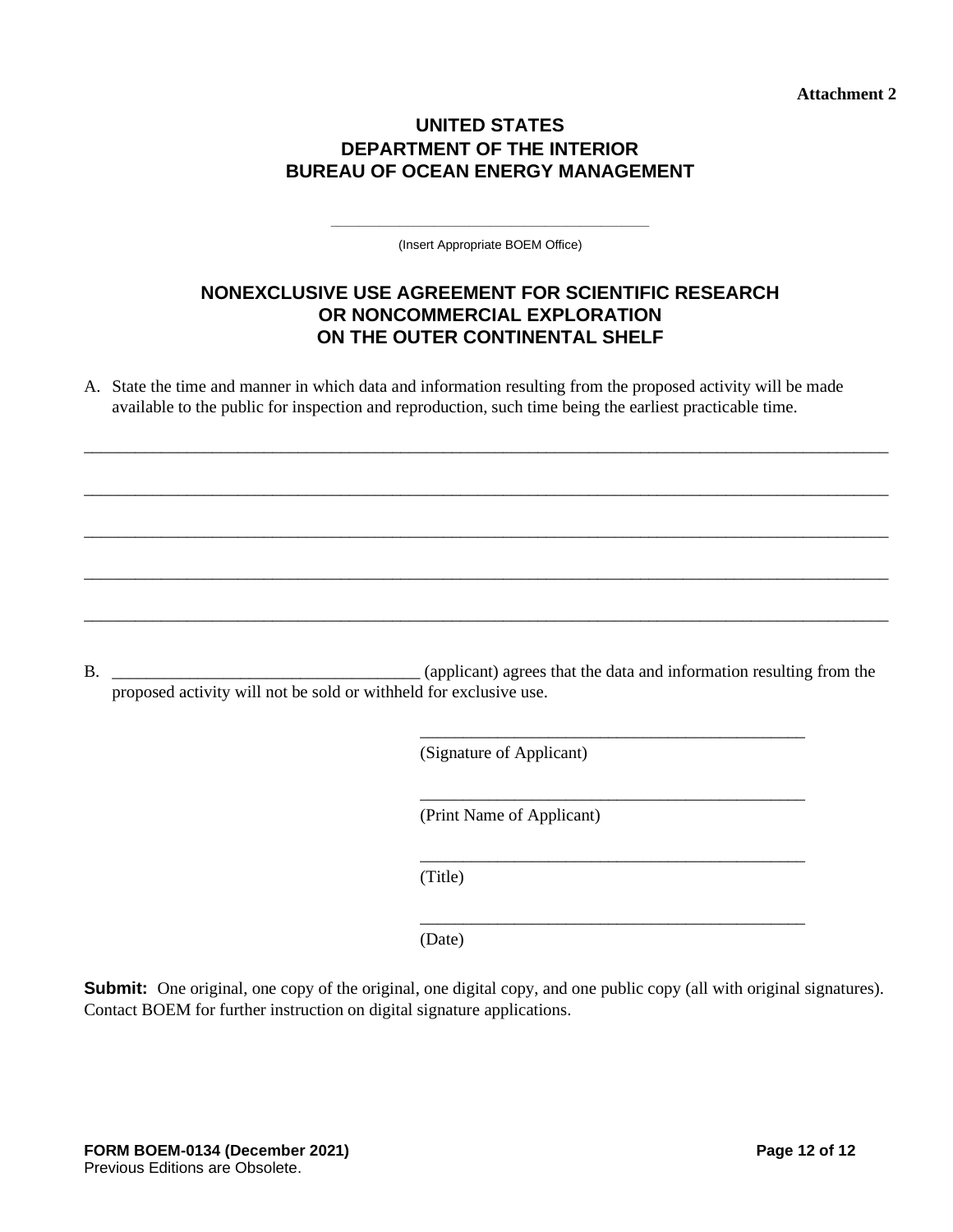**Attachment 2**

# UNITED STATES
# DEPARTMENT OF THE INTERIOR
# BUREAU OF OCEAN ENERGY MANAGEMENT

\_\_\_\_\_\_\_\_\_\_\_\_\_\_\_\_\_\_\_\_\_\_\_\_\_\_\_\_\_\_\_\_\_\_\_\_\_\_\_\_

(Insert Appropriate BOEM Office)

## NONEXCLUSIVE USE AGREEMENT FOR SCIENTIFIC RESEARCH OR NONCOMMERCIAL EXPLORATION ON THE OUTER CONTINENTAL SHELF

A. State the time and manner in which data and information resulting from the proposed activity will be made available to the public for inspection and reproduction, such time being the earliest practicable time.

\_\_\_\_\_\_\_\_\_\_\_\_\_\_\_\_\_\_\_\_\_\_\_\_\_\_\_\_\_\_\_\_\_\_\_\_\_\_\_\_\_\_\_\_\_\_\_\_\_\_\_\_\_\_\_\_\_\_\_\_\_\_\_\_\_\_\_\_\_\_\_\_\_\_\_\_\_\_\_\_\_\_\_\_

\_\_\_\_\_\_\_\_\_\_\_\_\_\_\_\_\_\_\_\_\_\_\_\_\_\_\_\_\_\_\_\_\_\_\_\_\_\_\_\_\_\_\_\_\_\_\_\_\_\_\_\_\_\_\_\_\_\_\_\_\_\_\_\_\_\_\_\_\_\_\_\_\_\_\_\_\_\_\_\_\_\_\_\_

\_\_\_\_\_\_\_\_\_\_\_\_\_\_\_\_\_\_\_\_\_\_\_\_\_\_\_\_\_\_\_\_\_\_\_\_\_\_\_\_\_\_\_\_\_\_\_\_\_\_\_\_\_\_\_\_\_\_\_\_\_\_\_\_\_\_\_\_\_\_\_\_\_\_\_\_\_\_\_\_\_\_\_\_

\_\_\_\_\_\_\_\_\_\_\_\_\_\_\_\_\_\_\_\_\_\_\_\_\_\_\_\_\_\_\_\_\_\_\_\_\_\_\_\_\_\_\_\_\_\_\_\_\_\_\_\_\_\_\_\_\_\_\_\_\_\_\_\_\_\_\_\_\_\_\_\_\_\_\_\_\_\_\_\_\_\_\_\_

\_\_\_\_\_\_\_\_\_\_\_\_\_\_\_\_\_\_\_\_\_\_\_\_\_\_\_\_\_\_\_\_\_\_\_\_\_\_\_\_\_\_\_\_\_\_\_\_\_\_\_\_\_\_\_\_\_\_\_\_\_\_\_\_\_\_\_\_\_\_\_\_\_\_\_\_\_\_\_\_\_\_\_\_

B. \_\_\_\_\_\_\_\_\_\_\_\_\_\_\_\_\_\_\_\_\_\_\_\_\_\_\_\_\_\_\_\_\_\_\_\_ (applicant) agrees that the data and information resulting from the proposed activity will not be sold or withheld for exclusive use.

\_\_\_\_\_\_\_\_\_\_\_\_\_\_\_\_\_\_\_\_\_\_\_\_\_\_\_\_\_\_\_\_\_\_\_\_\_\_\_\_\_\_\_\_
(Signature of Applicant)

\_\_\_\_\_\_\_\_\_\_\_\_\_\_\_\_\_\_\_\_\_\_\_\_\_\_\_\_\_\_\_\_\_\_\_\_\_\_\_\_\_\_\_\_
(Print Name of Applicant)

\_\_\_\_\_\_\_\_\_\_\_\_\_\_\_\_\_\_\_\_\_\_\_\_\_\_\_\_\_\_\_\_\_\_\_\_\_\_\_\_\_\_\_\_
(Title)

\_\_\_\_\_\_\_\_\_\_\_\_\_\_\_\_\_\_\_\_\_\_\_\_\_\_\_\_\_\_\_\_\_\_\_\_\_\_\_\_\_\_\_\_
(Date)

**Submit:** One original, one copy of the original, one digital copy, and one public copy (all with original signatures). Contact BOEM for further instruction on digital signature applications.

**FORM BOEM-0134 (December 2021)**
Previous Editions are Obsolete.